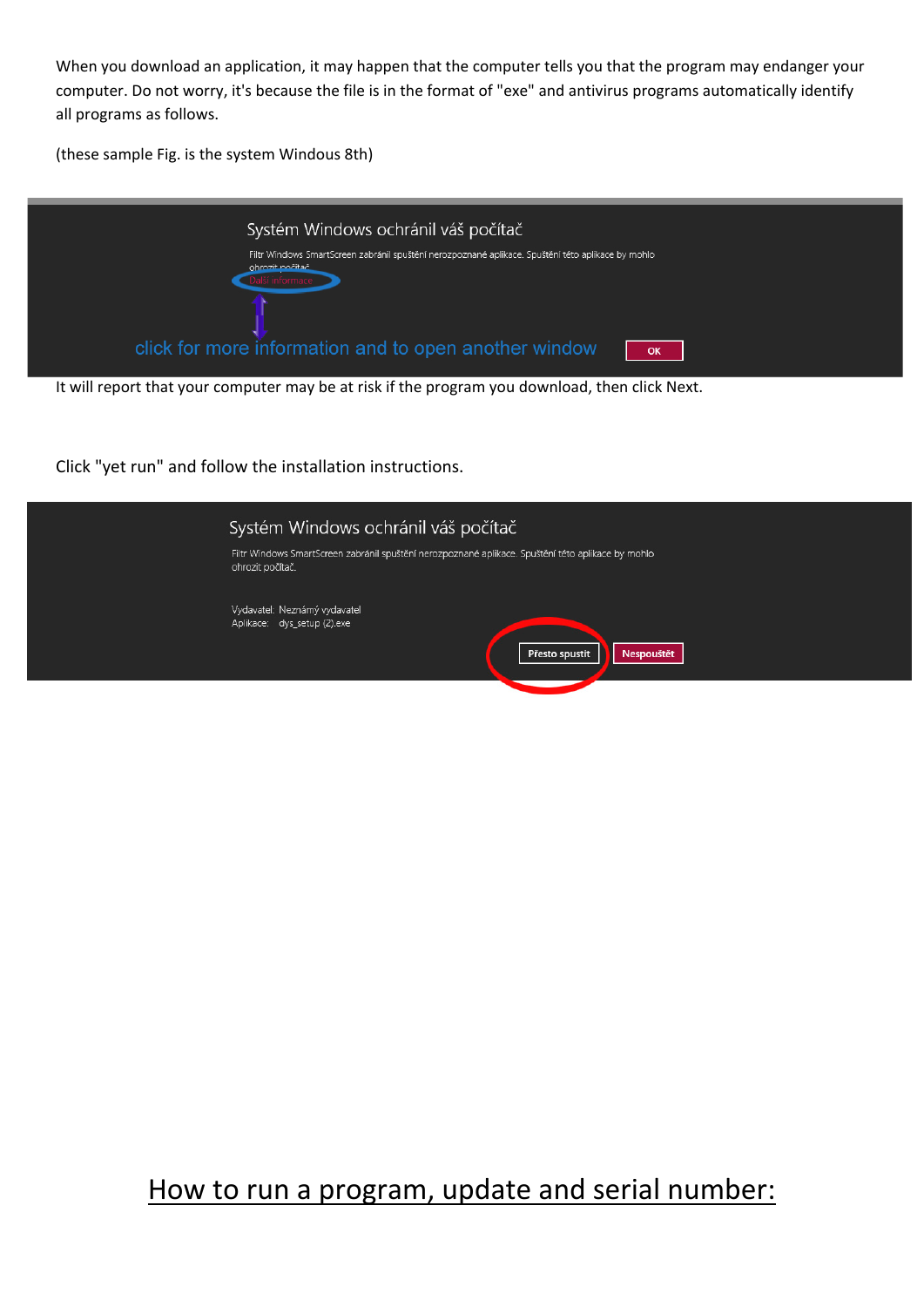When you download an application, it may happen that the computer tells you that the program may endanger your computer. Do not worry, it's because the file is in the format of "exe" and antivirus programs automatically identify all programs as follows.

(these sample Fig. is the system Windous 8th)

Systém Windows ochránil váš počítač

Filtr Windows SmartScreen zabránil spuštění nerozpoznané aplikace. Spuštění této aplikace by mohlo ohrozit počítač.

Další informace

click for more information and to open another window

OK

It will report that your computer may be at risk if the program you download, then click Next.

Click "yet run" and follow the installation instructions.

Systém Windows ochránil váš počítač

Filtr Windows SmartScreen zabránil spuštění nerozpoznané aplikace. Spuštění této aplikace by mohlo ohrozit počítač.

Vydavatel: Neznámý vydavatel
Aplikace: dys_setup (2).exe

Přesto spustit

Nespouštět

## How to run a program, update and serial number: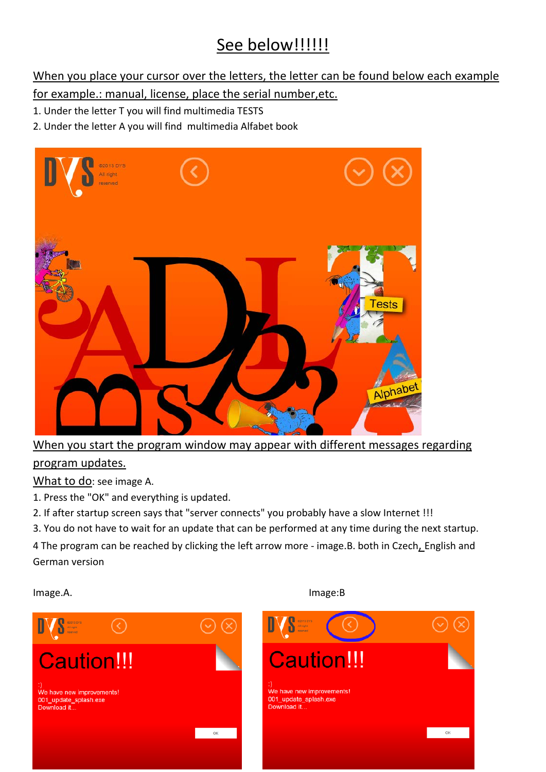# <u>See below!!!!!!</u>

<u>When you place your cursor over the letters, the letter can be found below each example for example.: manual, license, place the serial number,etc.</u>

1. Under the letter T you will find multimedia TESTS
2. Under the letter A you will find multimedia Alfabet book

<u>When you start the program window may appear with different messages regarding program updates.</u>

<u>What to do</u>: see image A.

1. Press the "OK" and everything is updated.
2. If after startup screen says that "server connects" you probably have a slow Internet !!!
3. You do not have to wait for an update that can be performed at any time during the next startup.

4 The program can be reached by clicking the left arrow more - image.B. both in Czech, English and German version

Image.A.

Image:B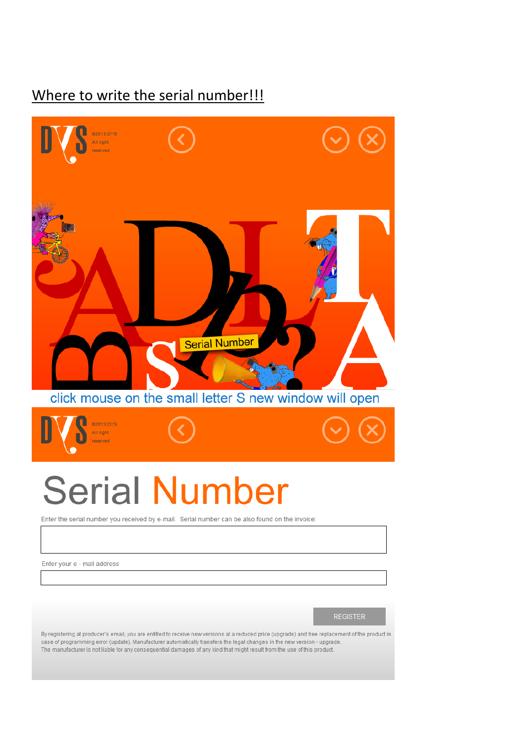## Where to write the serial number!!!

click mouse on the small letter S new window will open

# Serial Number

Enter the serial number you received by e-mail. Serial number can be also found on the invoice:

Enter your e - mail address

REGISTER

By registering at producer's email, you are entitled to receive new versions at a reduced price (upgrade) and free replacement of the product in case of programming error (update). Manufacturer automatically transfers the legal changes in the new version - upgrade.
The manufacturer is not liable for any consequential damages of any kind that might result from the use of this product.